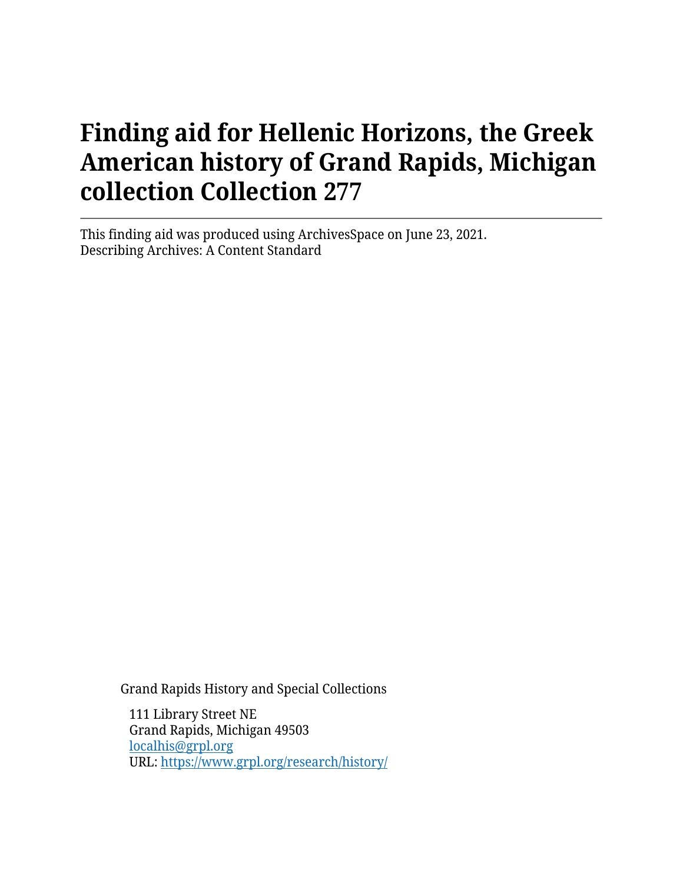# Finding aid for Hellenic Horizons, the Greek American history of Grand Rapids, Michigan collection Collection 277

---

This finding aid was produced using ArchivesSpace on June 23, 2021.
Describing Archives: A Content Standard

Grand Rapids History and Special Collections

111 Library Street NE
Grand Rapids, Michigan 49503
[localhis@grpl.org](mailto:localhis@grpl.org)
URL: [https://www.grpl.org/research/history/](https://www.grpl.org/research/history/)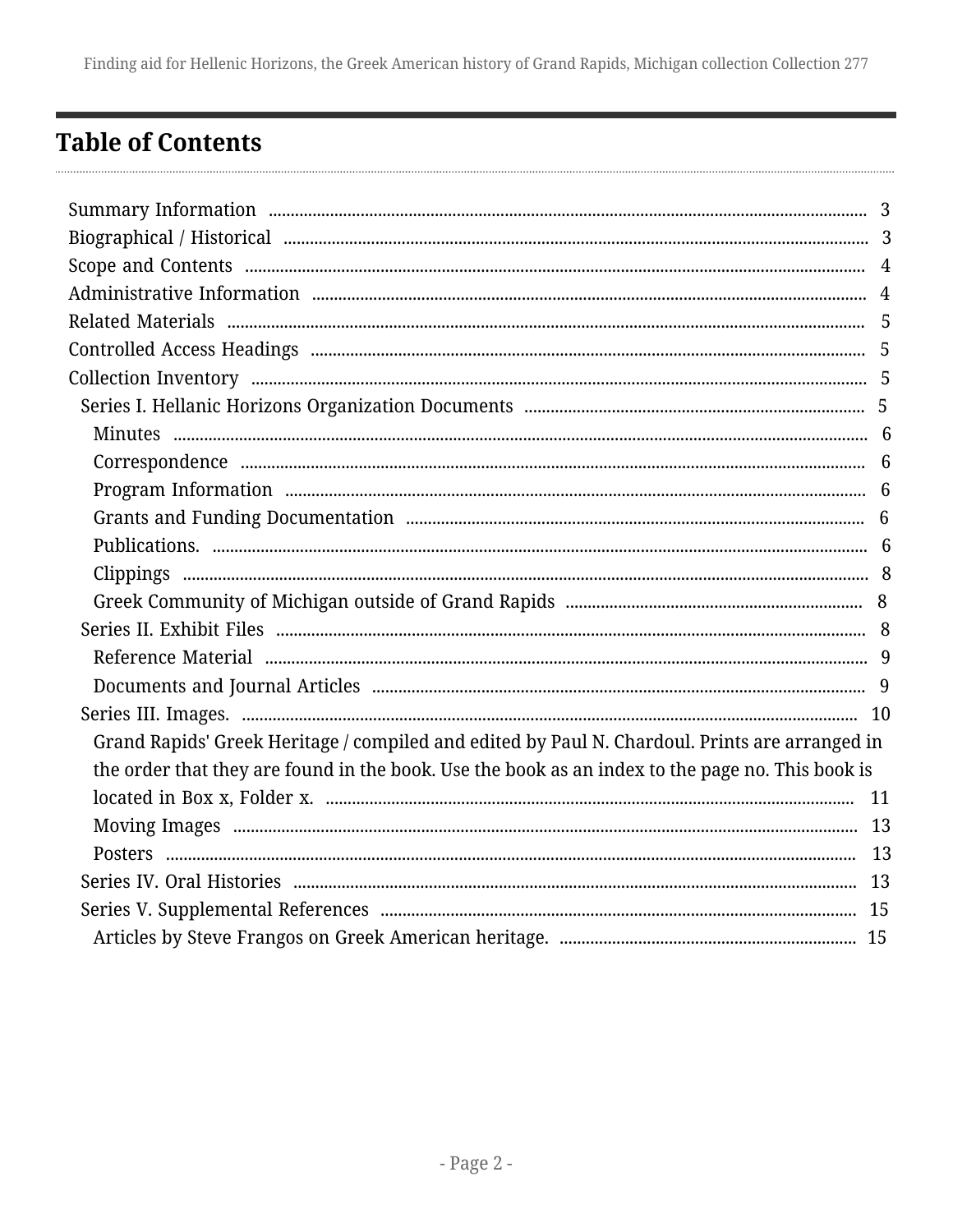## Table of Contents

- Summary Information 3
- Biographical / Historical 3
- Scope and Contents 4
- Administrative Information 4
- Related Materials 5
- Controlled Access Headings 5
- Collection Inventory 5
  - Series I. Hellanic Horizons Organization Documents 5
    - Minutes 6
    - Correspondence 6
    - Program Information 6
    - Grants and Funding Documentation 6
    - Publications. 6
    - Clippings 8
    - Greek Community of Michigan outside of Grand Rapids 8
  - Series II. Exhibit Files 8
    - Reference Material 9
    - Documents and Journal Articles 9
  - Series III. Images. 10
    - Grand Rapids' Greek Heritage / compiled and edited by Paul N. Chardoul. Prints are arranged in the order that they are found in the book. Use the book as an index to the page no. This book is located in Box x, Folder x. 11
    - Moving Images 13
    - Posters 13
  - Series IV. Oral Histories 13
  - Series V. Supplemental References 15
    - Articles by Steve Frangos on Greek American heritage. 15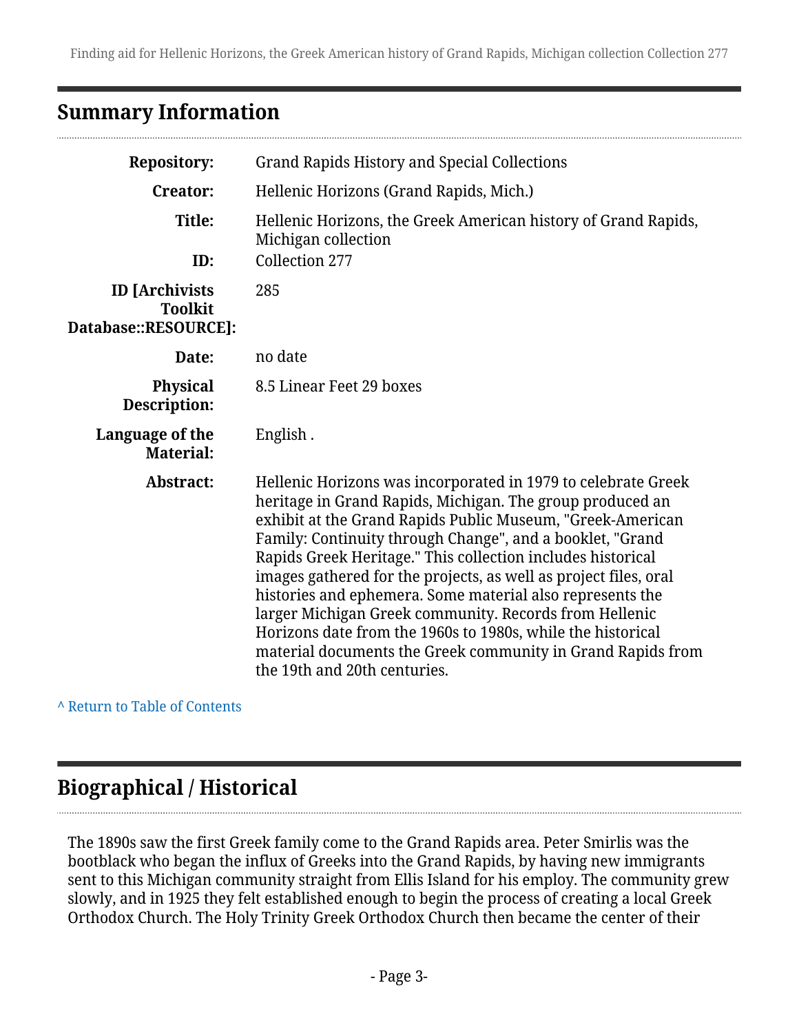## Summary Information

| | |
|---|---|
| **Repository:** | Grand Rapids History and Special Collections |
| **Creator:** | Hellenic Horizons (Grand Rapids, Mich.) |
| **Title:** | Hellenic Horizons, the Greek American history of Grand Rapids, Michigan collection |
| **ID:** | Collection 277 |
| **ID [Archivists Toolkit Database::RESOURCE]:** | 285 |
| **Date:** | no date |
| **Physical Description:** | 8.5 Linear Feet 29 boxes |
| **Language of the Material:** | English . |
| **Abstract:** | Hellenic Horizons was incorporated in 1979 to celebrate Greek heritage in Grand Rapids, Michigan. The group produced an exhibit at the Grand Rapids Public Museum, "Greek-American Family: Continuity through Change", and a booklet, "Grand Rapids Greek Heritage." This collection includes historical images gathered for the projects, as well as project files, oral histories and ephemera. Some material also represents the larger Michigan Greek community. Records from Hellenic Horizons date from the 1960s to 1980s, while the historical material documents the Greek community in Grand Rapids from the 19th and 20th centuries. |

^ Return to Table of Contents

## Biographical / Historical

The 1890s saw the first Greek family come to the Grand Rapids area. Peter Smirlis was the bootblack who began the influx of Greeks into the Grand Rapids, by having new immigrants sent to this Michigan community straight from Ellis Island for his employ. The community grew slowly, and in 1925 they felt established enough to begin the process of creating a local Greek Orthodox Church. The Holy Trinity Greek Orthodox Church then became the center of their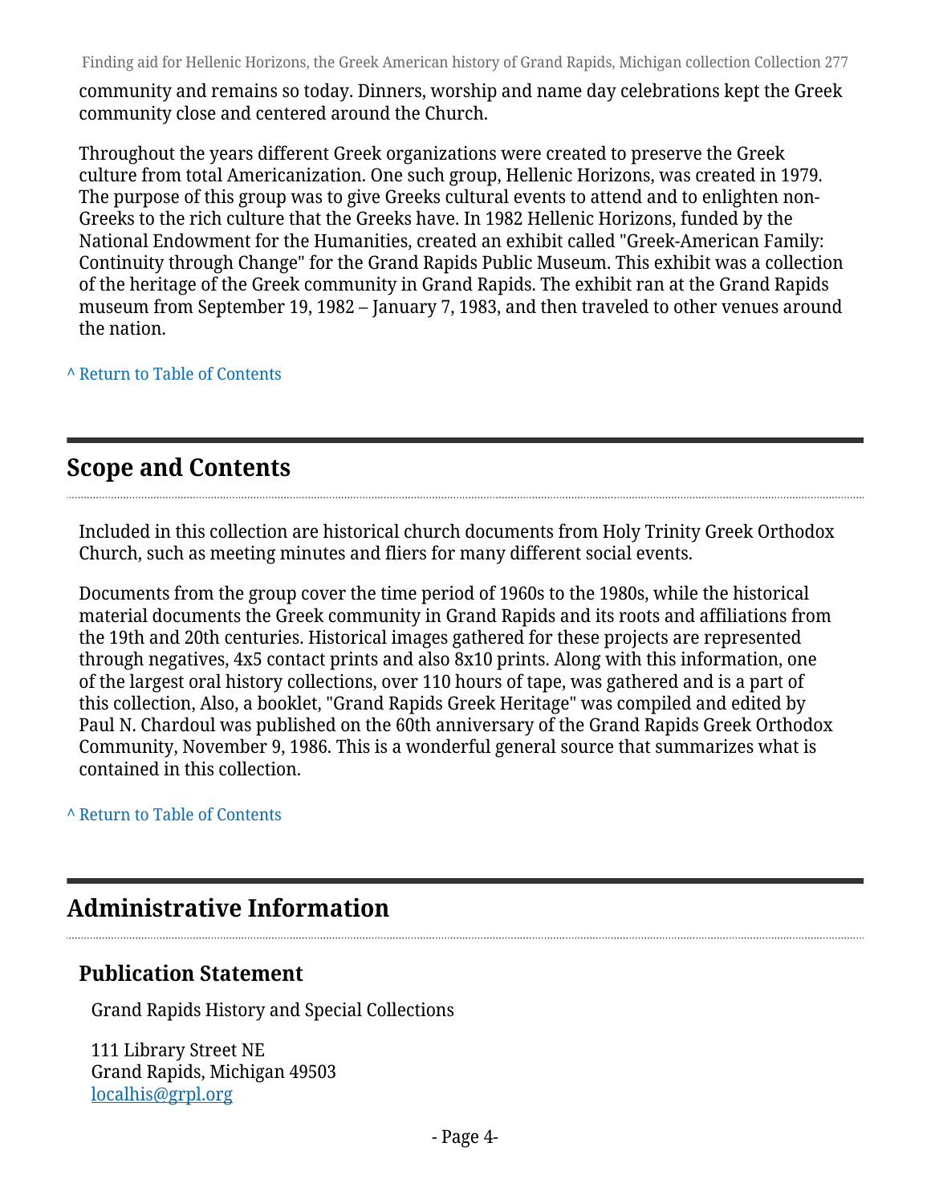community and remains so today. Dinners, worship and name day celebrations kept the Greek community close and centered around the Church.

Throughout the years different Greek organizations were created to preserve the Greek culture from total Americanization. One such group, Hellenic Horizons, was created in 1979. The purpose of this group was to give Greeks cultural events to attend and to enlighten non-Greeks to the rich culture that the Greeks have. In 1982 Hellenic Horizons, funded by the National Endowment for the Humanities, created an exhibit called "Greek-American Family: Continuity through Change" for the Grand Rapids Public Museum. This exhibit was a collection of the heritage of the Greek community in Grand Rapids. The exhibit ran at the Grand Rapids museum from September 19, 1982 – January 7, 1983, and then traveled to other venues around the nation.

^ Return to Table of Contents

## Scope and Contents

Included in this collection are historical church documents from Holy Trinity Greek Orthodox Church, such as meeting minutes and fliers for many different social events.

Documents from the group cover the time period of 1960s to the 1980s, while the historical material documents the Greek community in Grand Rapids and its roots and affiliations from the 19th and 20th centuries. Historical images gathered for these projects are represented through negatives, 4x5 contact prints and also 8x10 prints. Along with this information, one of the largest oral history collections, over 110 hours of tape, was gathered and is a part of this collection, Also, a booklet, "Grand Rapids Greek Heritage" was compiled and edited by Paul N. Chardoul was published on the 60th anniversary of the Grand Rapids Greek Orthodox Community, November 9, 1986. This is a wonderful general source that summarizes what is contained in this collection.

^ Return to Table of Contents

## Administrative Information

### Publication Statement

Grand Rapids History and Special Collections

111 Library Street NE
Grand Rapids, Michigan 49503
localhis@grpl.org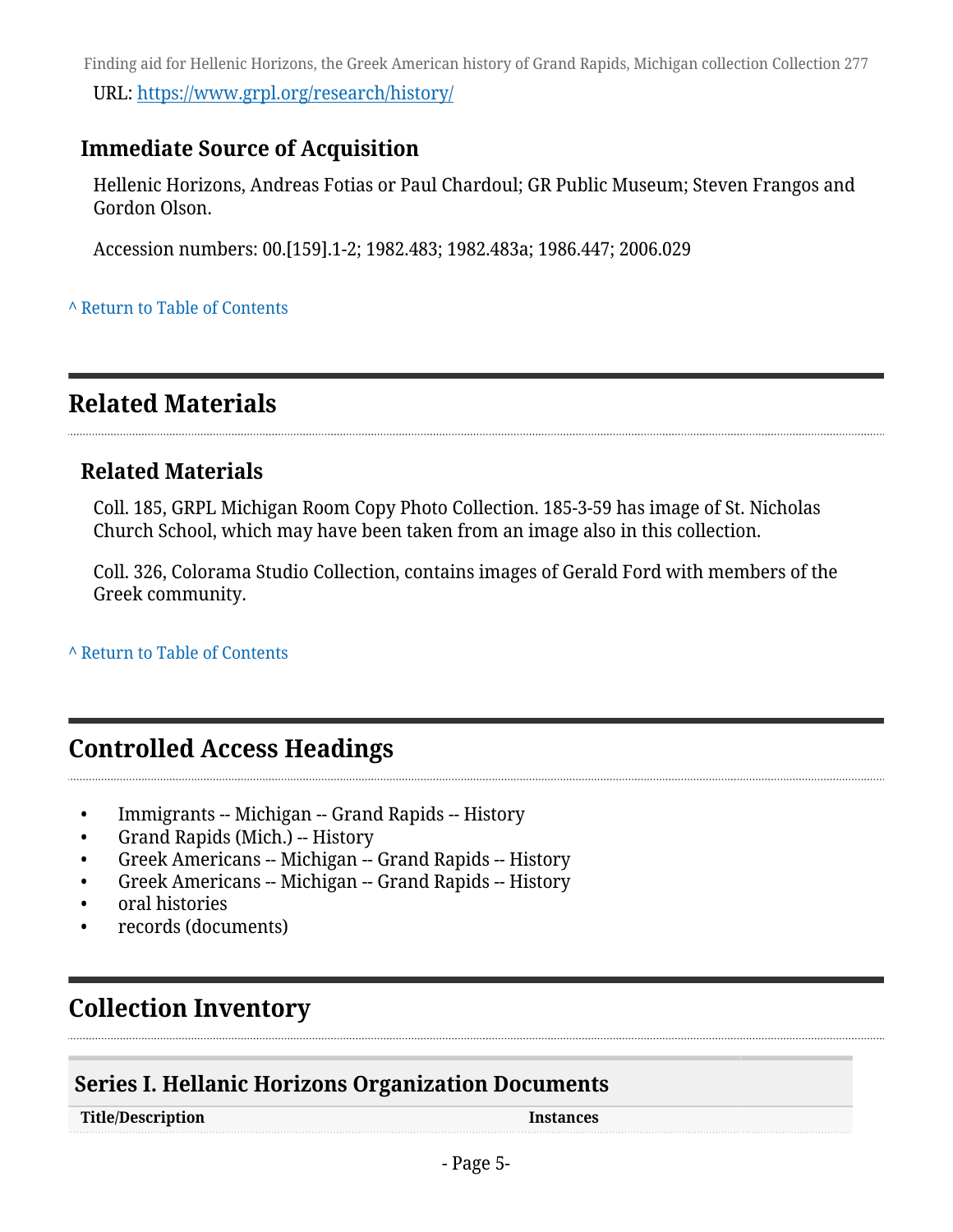URL: https://www.grpl.org/research/history/

### Immediate Source of Acquisition

Hellenic Horizons, Andreas Fotias or Paul Chardoul; GR Public Museum; Steven Frangos and Gordon Olson.

Accession numbers: 00.[159].1-2; 1982.483; 1982.483a; 1986.447; 2006.029

^ Return to Table of Contents

## Related Materials

### Related Materials

Coll. 185, GRPL Michigan Room Copy Photo Collection. 185-3-59 has image of St. Nicholas Church School, which may have been taken from an image also in this collection.

Coll. 326, Colorama Studio Collection, contains images of Gerald Ford with members of the Greek community.

^ Return to Table of Contents

## Controlled Access Headings

- Immigrants -- Michigan -- Grand Rapids -- History
- Grand Rapids (Mich.) -- History
- Greek Americans -- Michigan -- Grand Rapids -- History
- Greek Americans -- Michigan -- Grand Rapids -- History
- oral histories
- records (documents)

## Collection Inventory

### Series I. Hellanic Horizons Organization Documents

| Title/Description | Instances |
| --- | --- |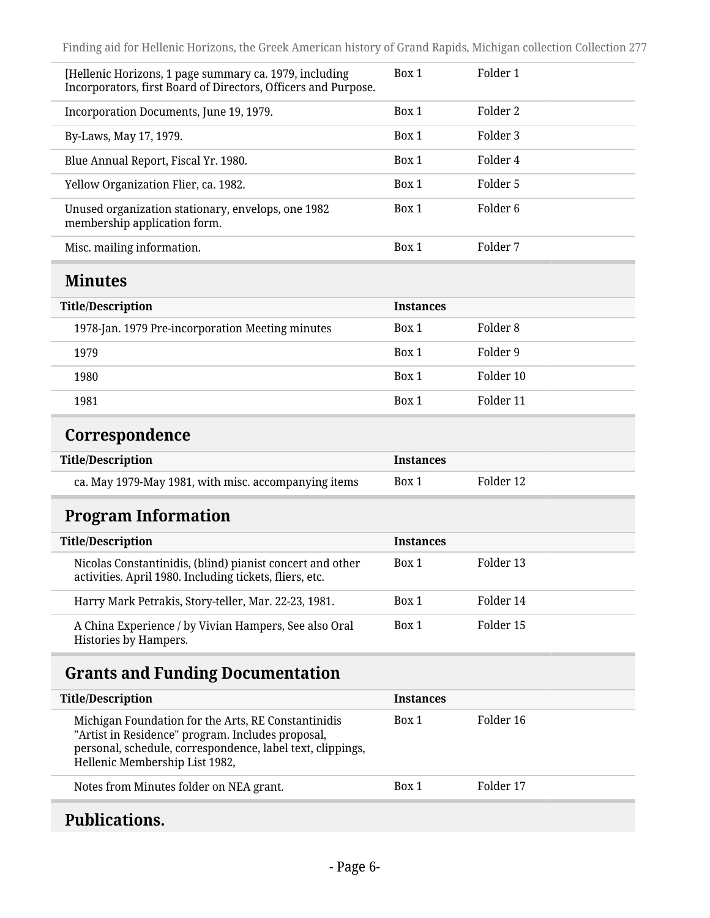| | | |
|---|---|---|
| [Hellenic Horizons, 1 page summary ca. 1979, including Incorporators, first Board of Directors, Officers and Purpose. | Box 1 | Folder 1 |
| Incorporation Documents, June 19, 1979. | Box 1 | Folder 2 |
| By-Laws, May 17, 1979. | Box 1 | Folder 3 |
| Blue Annual Report, Fiscal Yr. 1980. | Box 1 | Folder 4 |
| Yellow Organization Flier, ca. 1982. | Box 1 | Folder 5 |
| Unused organization stationary, envelops, one 1982 membership application form. | Box 1 | Folder 6 |
| Misc. mailing information. | Box 1 | Folder 7 |

## Minutes

| Title/Description | Instances | |
|---|---|---|
| 1978-Jan. 1979 Pre-incorporation Meeting minutes | Box 1 | Folder 8 |
| 1979 | Box 1 | Folder 9 |
| 1980 | Box 1 | Folder 10 |
| 1981 | Box 1 | Folder 11 |

## Correspondence

| Title/Description | Instances | |
|---|---|---|
| ca. May 1979-May 1981, with misc. accompanying items | Box 1 | Folder 12 |

## Program Information

| Title/Description | Instances | |
|---|---|---|
| Nicolas Constantinidis, (blind) pianist concert and other activities. April 1980. Including tickets, fliers, etc. | Box 1 | Folder 13 |
| Harry Mark Petrakis, Story-teller, Mar. 22-23, 1981. | Box 1 | Folder 14 |
| A China Experience / by Vivian Hampers, See also Oral Histories by Hampers. | Box 1 | Folder 15 |

## Grants and Funding Documentation

| Title/Description | Instances | |
|---|---|---|
| Michigan Foundation for the Arts, RE Constantinidis "Artist in Residence" program. Includes proposal, personal, schedule, correspondence, label text, clippings, Hellenic Membership List 1982, | Box 1 | Folder 16 |
| Notes from Minutes folder on NEA grant. | Box 1 | Folder 17 |

## Publications.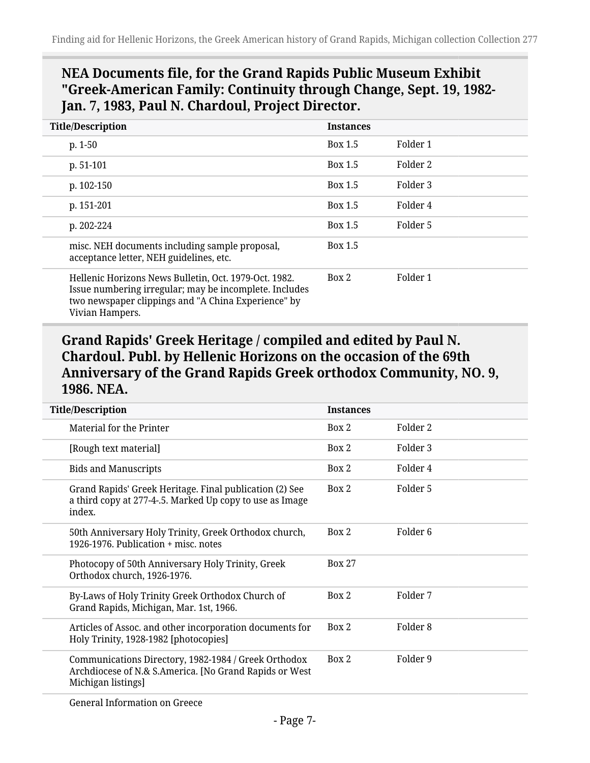## NEA Documents file, for the Grand Rapids Public Museum Exhibit "Greek-American Family: Continuity through Change, Sept. 19, 1982-Jan. 7, 1983, Paul N. Chardoul, Project Director.

| Title/Description | Instances | |
|---|---|---|
| p. 1-50 | Box 1.5 | Folder 1 |
| p. 51-101 | Box 1.5 | Folder 2 |
| p. 102-150 | Box 1.5 | Folder 3 |
| p. 151-201 | Box 1.5 | Folder 4 |
| p. 202-224 | Box 1.5 | Folder 5 |
| misc. NEH documents including sample proposal, acceptance letter, NEH guidelines, etc. | Box 1.5 | |
| Hellenic Horizons News Bulletin, Oct. 1979-Oct. 1982. Issue numbering irregular; may be incomplete. Includes two newspaper clippings and "A China Experience" by Vivian Hampers. | Box 2 | Folder 1 |

## Grand Rapids' Greek Heritage / compiled and edited by Paul N. Chardoul. Publ. by Hellenic Horizons on the occasion of the 69th Anniversary of the Grand Rapids Greek orthodox Community, NO. 9, 1986. NEA.

| Title/Description | Instances | |
|---|---|---|
| Material for the Printer | Box 2 | Folder 2 |
| [Rough text material] | Box 2 | Folder 3 |
| Bids and Manuscripts | Box 2 | Folder 4 |
| Grand Rapids' Greek Heritage. Final publication (2) See a third copy at 277-4-.5. Marked Up copy to use as Image index. | Box 2 | Folder 5 |
| 50th Anniversary Holy Trinity, Greek Orthodox church, 1926-1976. Publication + misc. notes | Box 2 | Folder 6 |
| Photocopy of 50th Anniversary Holy Trinity, Greek Orthodox church, 1926-1976. | Box 27 | |
| By-Laws of Holy Trinity Greek Orthodox Church of Grand Rapids, Michigan, Mar. 1st, 1966. | Box 2 | Folder 7 |
| Articles of Assoc. and other incorporation documents for Holy Trinity, 1928-1982 [photocopies] | Box 2 | Folder 8 |
| Communications Directory, 1982-1984 / Greek Orthodox Archdiocese of N.& S.America. [No Grand Rapids or West Michigan listings] | Box 2 | Folder 9 |
| General Information on Greece | | |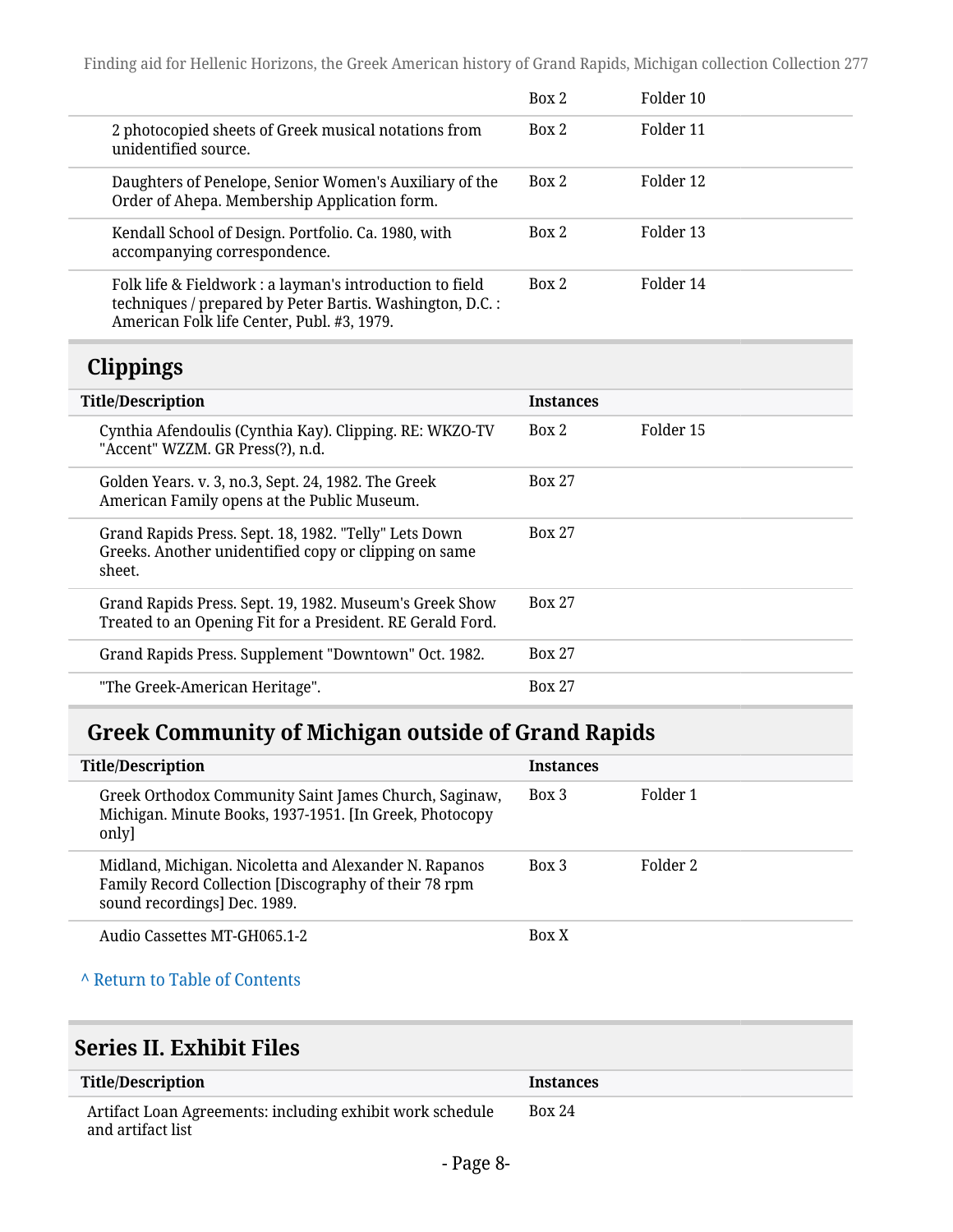| | | |
|---|---|---|
| | Box 2 | Folder 10 |
| 2 photocopied sheets of Greek musical notations from unidentified source. | Box 2 | Folder 11 |
| Daughters of Penelope, Senior Women's Auxiliary of the Order of Ahepa. Membership Application form. | Box 2 | Folder 12 |
| Kendall School of Design. Portfolio. Ca. 1980, with accompanying correspondence. | Box 2 | Folder 13 |
| Folk life & Fieldwork : a layman's introduction to field techniques / prepared by Peter Bartis. Washington, D.C. : American Folk life Center, Publ. #3, 1979. | Box 2 | Folder 14 |

## Clippings

| Title/Description | Instances | |
|---|---|---|
| Cynthia Afendoulis (Cynthia Kay). Clipping. RE: WKZO-TV "Accent" WZZM. GR Press(?), n.d. | Box 2 | Folder 15 |
| Golden Years. v. 3, no.3, Sept. 24, 1982. The Greek American Family opens at the Public Museum. | Box 27 | |
| Grand Rapids Press. Sept. 18, 1982. "Telly" Lets Down Greeks. Another unidentified copy or clipping on same sheet. | Box 27 | |
| Grand Rapids Press. Sept. 19, 1982. Museum's Greek Show Treated to an Opening Fit for a President. RE Gerald Ford. | Box 27 | |
| Grand Rapids Press. Supplement "Downtown" Oct. 1982. | Box 27 | |
| "The Greek-American Heritage". | Box 27 | |

## Greek Community of Michigan outside of Grand Rapids

| Title/Description | Instances | |
|---|---|---|
| Greek Orthodox Community Saint James Church, Saginaw, Michigan. Minute Books, 1937-1951. [In Greek, Photocopy only] | Box 3 | Folder 1 |
| Midland, Michigan. Nicoletta and Alexander N. Rapanos Family Record Collection [Discography of their 78 rpm sound recordings] Dec. 1989. | Box 3 | Folder 2 |
| Audio Cassettes MT-GH065.1-2 | Box X | |

^ Return to Table of Contents

## Series II. Exhibit Files

| Title/Description | Instances |
|---|---|
| Artifact Loan Agreements: including exhibit work schedule and artifact list | Box 24 |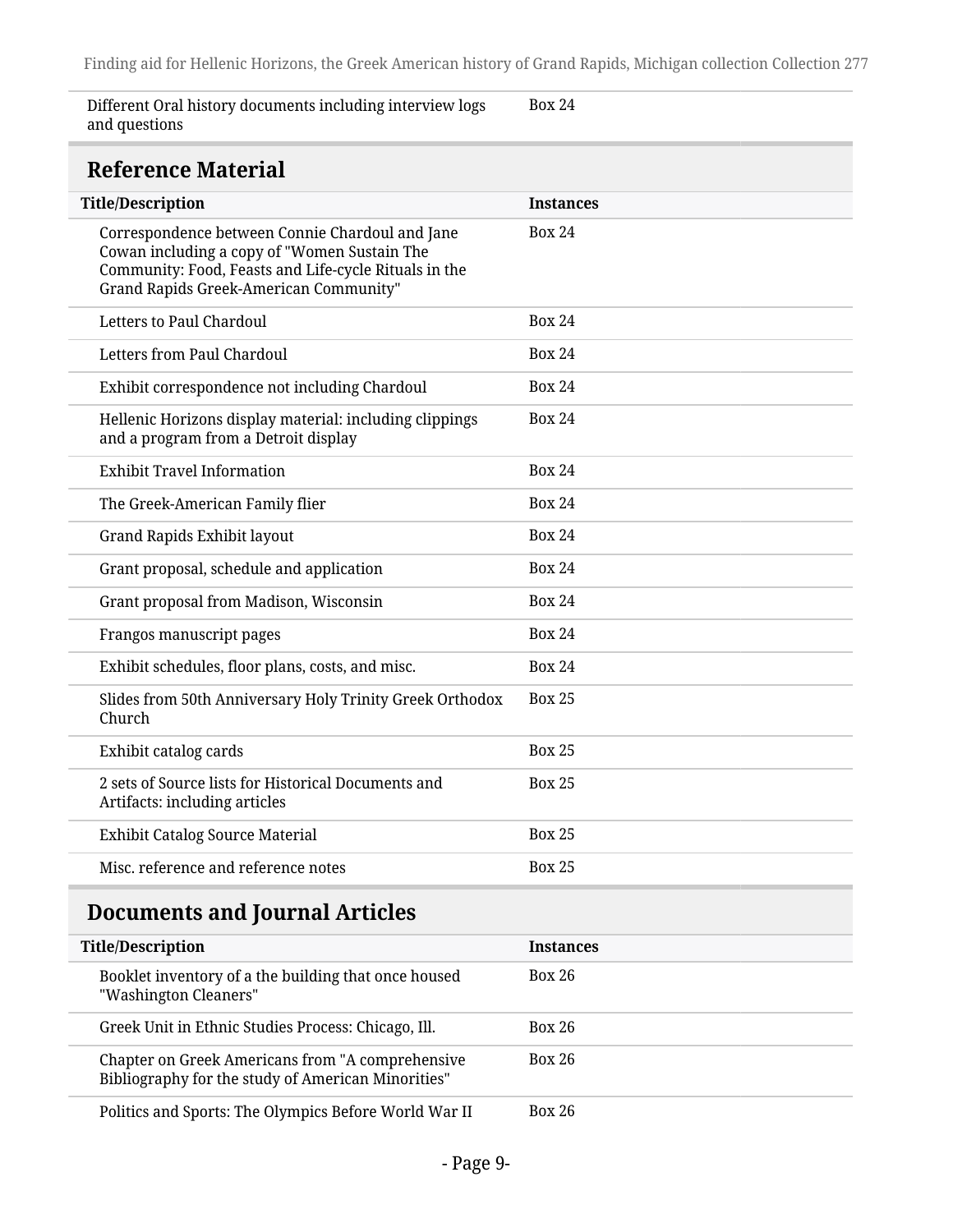| | |
|---|---|
| Different Oral history documents including interview logs and questions | Box 24 |

## Reference Material

| Title/Description | Instances |
|---|---|
| Correspondence between Connie Chardoul and Jane Cowan including a copy of "Women Sustain The Community: Food, Feasts and Life-cycle Rituals in the Grand Rapids Greek-American Community" | Box 24 |
| Letters to Paul Chardoul | Box 24 |
| Letters from Paul Chardoul | Box 24 |
| Exhibit correspondence not including Chardoul | Box 24 |
| Hellenic Horizons display material: including clippings and a program from a Detroit display | Box 24 |
| Exhibit Travel Information | Box 24 |
| The Greek-American Family flier | Box 24 |
| Grand Rapids Exhibit layout | Box 24 |
| Grant proposal, schedule and application | Box 24 |
| Grant proposal from Madison, Wisconsin | Box 24 |
| Frangos manuscript pages | Box 24 |
| Exhibit schedules, floor plans, costs, and misc. | Box 24 |
| Slides from 50th Anniversary Holy Trinity Greek Orthodox Church | Box 25 |
| Exhibit catalog cards | Box 25 |
| 2 sets of Source lists for Historical Documents and Artifacts: including articles | Box 25 |
| Exhibit Catalog Source Material | Box 25 |
| Misc. reference and reference notes | Box 25 |

## Documents and Journal Articles

| Title/Description | Instances |
|---|---|
| Booklet inventory of a the building that once housed "Washington Cleaners" | Box 26 |
| Greek Unit in Ethnic Studies Process: Chicago, Ill. | Box 26 |
| Chapter on Greek Americans from "A comprehensive Bibliography for the study of American Minorities" | Box 26 |
| Politics and Sports: The Olympics Before World War II | Box 26 |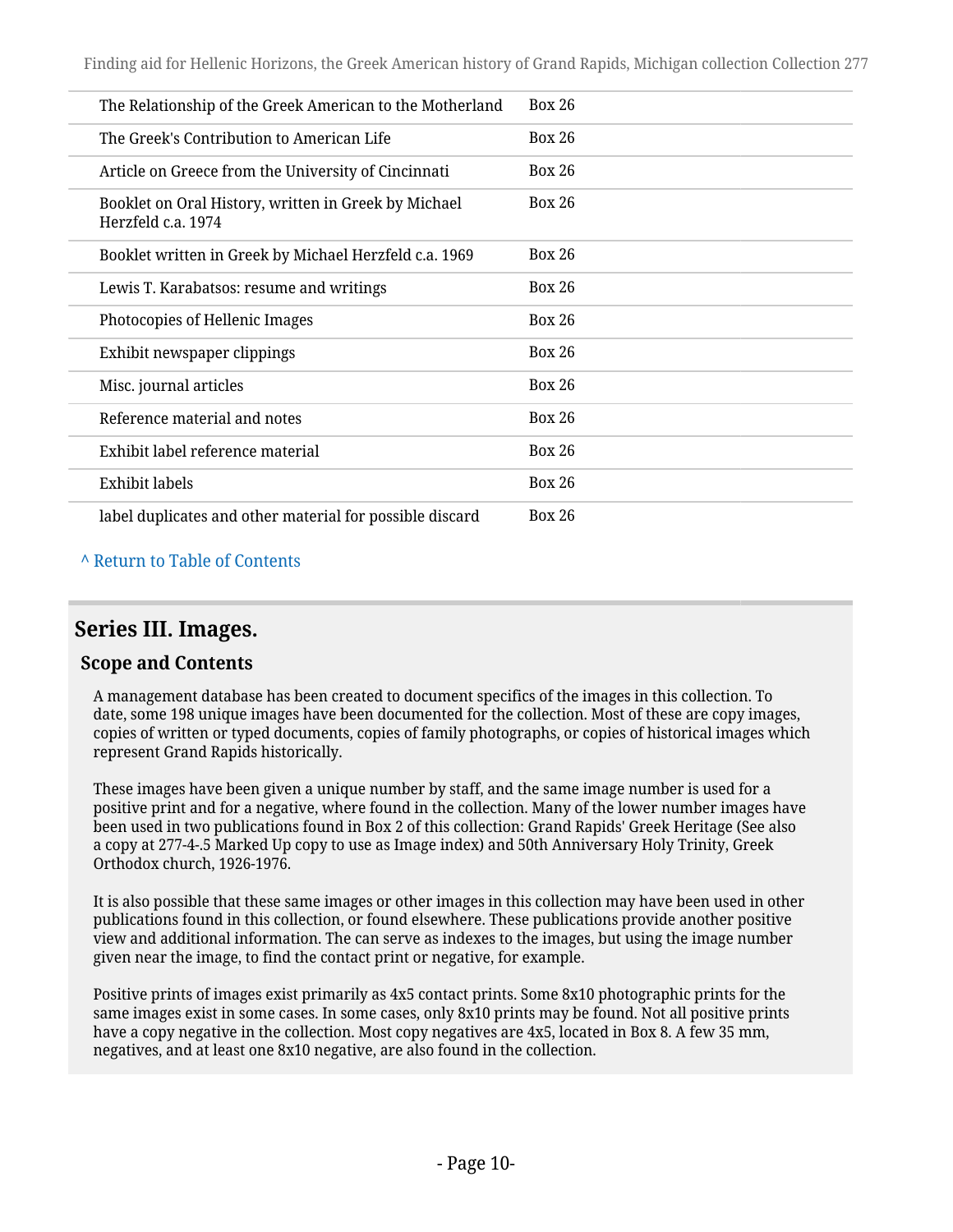| | |
|---|---|
| The Relationship of the Greek American to the Motherland | Box 26 |
| The Greek's Contribution to American Life | Box 26 |
| Article on Greece from the University of Cincinnati | Box 26 |
| Booklet on Oral History, written in Greek by Michael Herzfeld c.a. 1974 | Box 26 |
| Booklet written in Greek by Michael Herzfeld c.a. 1969 | Box 26 |
| Lewis T. Karabatsos: resume and writings | Box 26 |
| Photocopies of Hellenic Images | Box 26 |
| Exhibit newspaper clippings | Box 26 |
| Misc. journal articles | Box 26 |
| Reference material and notes | Box 26 |
| Exhibit label reference material | Box 26 |
| Exhibit labels | Box 26 |
| label duplicates and other material for possible discard | Box 26 |

^ Return to Table of Contents

## Series III. Images.

### Scope and Contents

A management database has been created to document specifics of the images in this collection. To date, some 198 unique images have been documented for the collection. Most of these are copy images, copies of written or typed documents, copies of family photographs, or copies of historical images which represent Grand Rapids historically.

These images have been given a unique number by staff, and the same image number is used for a positive print and for a negative, where found in the collection. Many of the lower number images have been used in two publications found in Box 2 of this collection: Grand Rapids' Greek Heritage (See also a copy at 277-4-.5 Marked Up copy to use as Image index) and 50th Anniversary Holy Trinity, Greek Orthodox church, 1926-1976.

It is also possible that these same images or other images in this collection may have been used in other publications found in this collection, or found elsewhere. These publications provide another positive view and additional information. The can serve as indexes to the images, but using the image number given near the image, to find the contact print or negative, for example.

Positive prints of images exist primarily as 4x5 contact prints. Some 8x10 photographic prints for the same images exist in some cases. In some cases, only 8x10 prints may be found. Not all positive prints have a copy negative in the collection. Most copy negatives are 4x5, located in Box 8. A few 35 mm, negatives, and at least one 8x10 negative, are also found in the collection.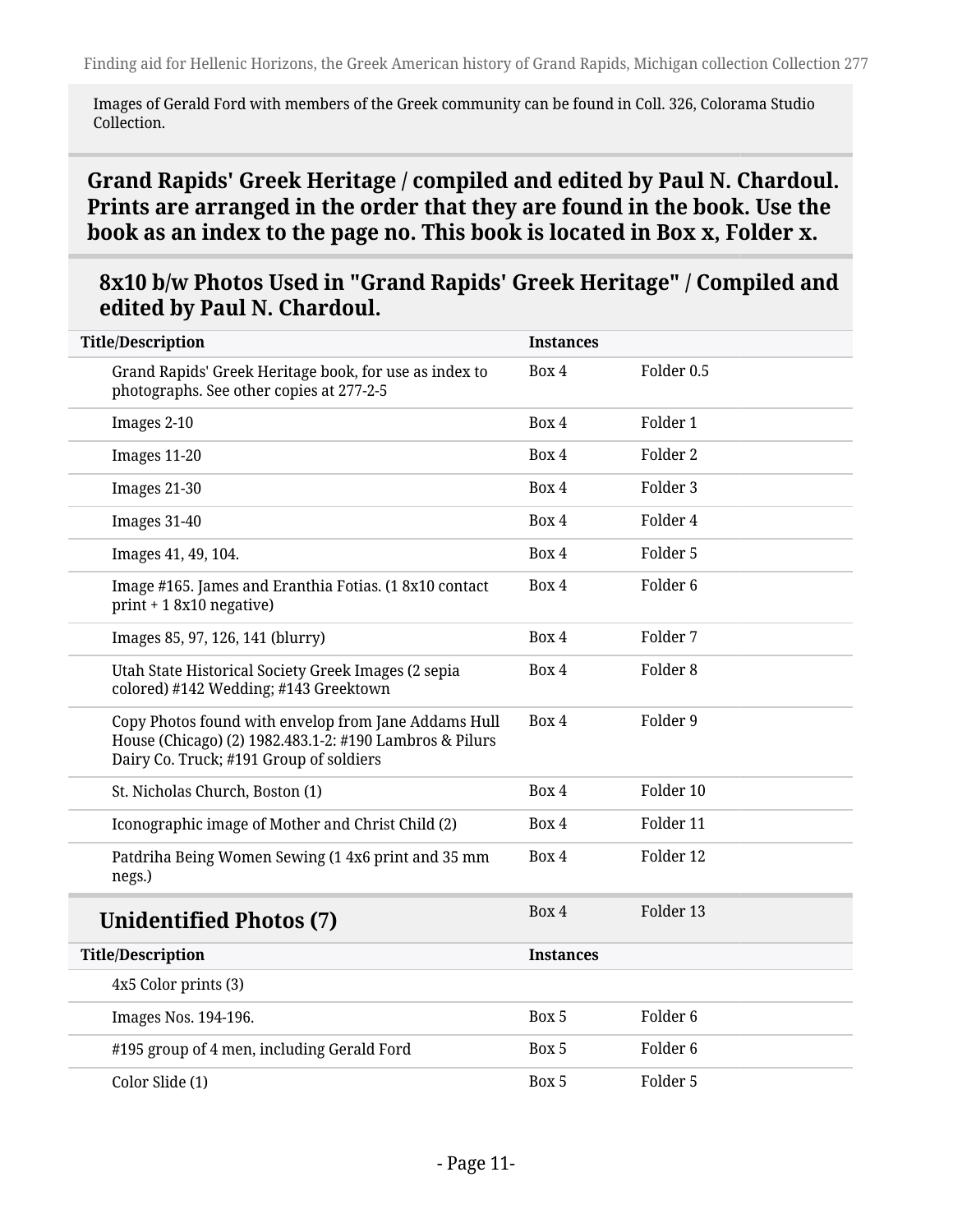Images of Gerald Ford with members of the Greek community can be found in Coll. 326, Colorama Studio Collection.

## Grand Rapids' Greek Heritage / compiled and edited by Paul N. Chardoul. Prints are arranged in the order that they are found in the book. Use the book as an index to the page no. This book is located in Box x, Folder x.

### 8x10 b/w Photos Used in "Grand Rapids' Greek Heritage" / Compiled and edited by Paul N. Chardoul.

| Title/Description | Instances | |
|---|---|---|
| Grand Rapids' Greek Heritage book, for use as index to photographs. See other copies at 277-2-5 | Box 4 | Folder 0.5 |
| Images 2-10 | Box 4 | Folder 1 |
| Images 11-20 | Box 4 | Folder 2 |
| Images 21-30 | Box 4 | Folder 3 |
| Images 31-40 | Box 4 | Folder 4 |
| Images 41, 49, 104. | Box 4 | Folder 5 |
| Image #165. James and Eranthia Fotias. (1 8x10 contact print + 1 8x10 negative) | Box 4 | Folder 6 |
| Images 85, 97, 126, 141 (blurry) | Box 4 | Folder 7 |
| Utah State Historical Society Greek Images (2 sepia colored) #142 Wedding; #143 Greektown | Box 4 | Folder 8 |
| Copy Photos found with envelop from Jane Addams Hull House (Chicago) (2) 1982.483.1-2: #190 Lambros & Pilurs Dairy Co. Truck; #191 Group of soldiers | Box 4 | Folder 9 |
| St. Nicholas Church, Boston (1) | Box 4 | Folder 10 |
| Iconographic image of Mother and Christ Child (2) | Box 4 | Folder 11 |
| Patdriha Being Women Sewing (1 4x6 print and 35 mm negs.) | Box 4 | Folder 12 |

### Unidentified Photos (7)

Box 4 Folder 13

| Title/Description | Instances | |
|---|---|---|
| 4x5 Color prints (3) | | |
| Images Nos. 194-196. | Box 5 | Folder 6 |
| #195 group of 4 men, including Gerald Ford | Box 5 | Folder 6 |
| Color Slide (1) | Box 5 | Folder 5 |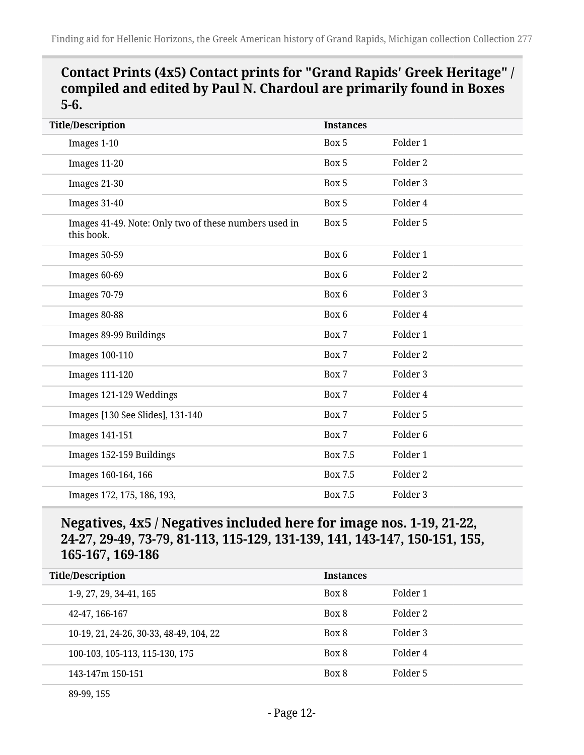## Contact Prints (4x5) Contact prints for "Grand Rapids' Greek Heritage" / compiled and edited by Paul N. Chardoul are primarily found in Boxes 5-6.

| Title/Description | Instances | |
|---|---|---|
| Images 1-10 | Box 5 | Folder 1 |
| Images 11-20 | Box 5 | Folder 2 |
| Images 21-30 | Box 5 | Folder 3 |
| Images 31-40 | Box 5 | Folder 4 |
| Images 41-49. Note: Only two of these numbers used in this book. | Box 5 | Folder 5 |
| Images 50-59 | Box 6 | Folder 1 |
| Images 60-69 | Box 6 | Folder 2 |
| Images 70-79 | Box 6 | Folder 3 |
| Images 80-88 | Box 6 | Folder 4 |
| Images 89-99 Buildings | Box 7 | Folder 1 |
| Images 100-110 | Box 7 | Folder 2 |
| Images 111-120 | Box 7 | Folder 3 |
| Images 121-129 Weddings | Box 7 | Folder 4 |
| Images [130 See Slides], 131-140 | Box 7 | Folder 5 |
| Images 141-151 | Box 7 | Folder 6 |
| Images 152-159 Buildings | Box 7.5 | Folder 1 |
| Images 160-164, 166 | Box 7.5 | Folder 2 |
| Images 172, 175, 186, 193, | Box 7.5 | Folder 3 |

## Negatives, 4x5 / Negatives included here for image nos. 1-19, 21-22, 24-27, 29-49, 73-79, 81-113, 115-129, 131-139, 141, 143-147, 150-151, 155, 165-167, 169-186

| Title/Description | Instances | |
|---|---|---|
| 1-9, 27, 29, 34-41, 165 | Box 8 | Folder 1 |
| 42-47, 166-167 | Box 8 | Folder 2 |
| 10-19, 21, 24-26, 30-33, 48-49, 104, 22 | Box 8 | Folder 3 |
| 100-103, 105-113, 115-130, 175 | Box 8 | Folder 4 |
| 143-147m 150-151 | Box 8 | Folder 5 |
| 89-99, 155 | | |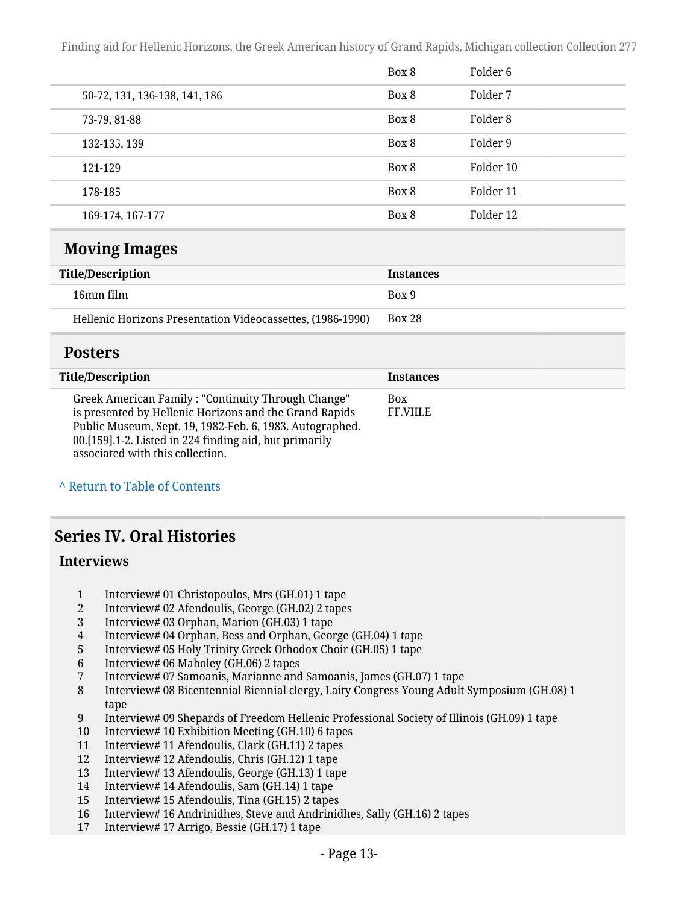| | | |
|---|---|---|
| | Box 8 | Folder 6 |
| 50-72, 131, 136-138, 141, 186 | Box 8 | Folder 7 |
| 73-79, 81-88 | Box 8 | Folder 8 |
| 132-135, 139 | Box 8 | Folder 9 |
| 121-129 | Box 8 | Folder 10 |
| 178-185 | Box 8 | Folder 11 |
| 169-174, 167-177 | Box 8 | Folder 12 |

## Moving Images

| Title/Description | Instances |
|---|---|
| 16mm film | Box 9 |
| Hellenic Horizons Presentation Videocassettes, (1986-1990) | Box 28 |

## Posters

| Title/Description | Instances |
|---|---|
| Greek American Family : "Continuity Through Change" is presented by Hellenic Horizons and the Grand Rapids Public Museum, Sept. 19, 1982-Feb. 6, 1983. Autographed. 00.[159].1-2. Listed in 224 finding aid, but primarily associated with this collection. | Box FF.VIII.E |

^ Return to Table of Contents

# Series IV. Oral Histories

## Interviews

1 Interview# 01 Christopoulos, Mrs (GH.01) 1 tape
2 Interview# 02 Afendoulis, George (GH.02) 2 tapes
3 Interview# 03 Orphan, Marion (GH.03) 1 tape
4 Interview# 04 Orphan, Bess and Orphan, George (GH.04) 1 tape
5 Interview# 05 Holy Trinity Greek Othodox Choir (GH.05) 1 tape
6 Interview# 06 Maholey (GH.06) 2 tapes
7 Interview# 07 Samoanis, Marianne and Samoanis, James (GH.07) 1 tape
8 Interview# 08 Bicentennial Biennial clergy, Laity Congress Young Adult Symposium (GH.08) 1 tape
9 Interview# 09 Shepards of Freedom Hellenic Professional Society of Illinois (GH.09) 1 tape
10 Interview# 10 Exhibition Meeting (GH.10) 6 tapes
11 Interview# 11 Afendoulis, Clark (GH.11) 2 tapes
12 Interview# 12 Afendoulis, Chris (GH.12) 1 tape
13 Interview# 13 Afendoulis, George (GH.13) 1 tape
14 Interview# 14 Afendoulis, Sam (GH.14) 1 tape
15 Interview# 15 Afendoulis, Tina (GH.15) 2 tapes
16 Interview# 16 Andrinidhes, Steve and Andrinidhes, Sally (GH.16) 2 tapes
17 Interview# 17 Arrigo, Bessie (GH.17) 1 tape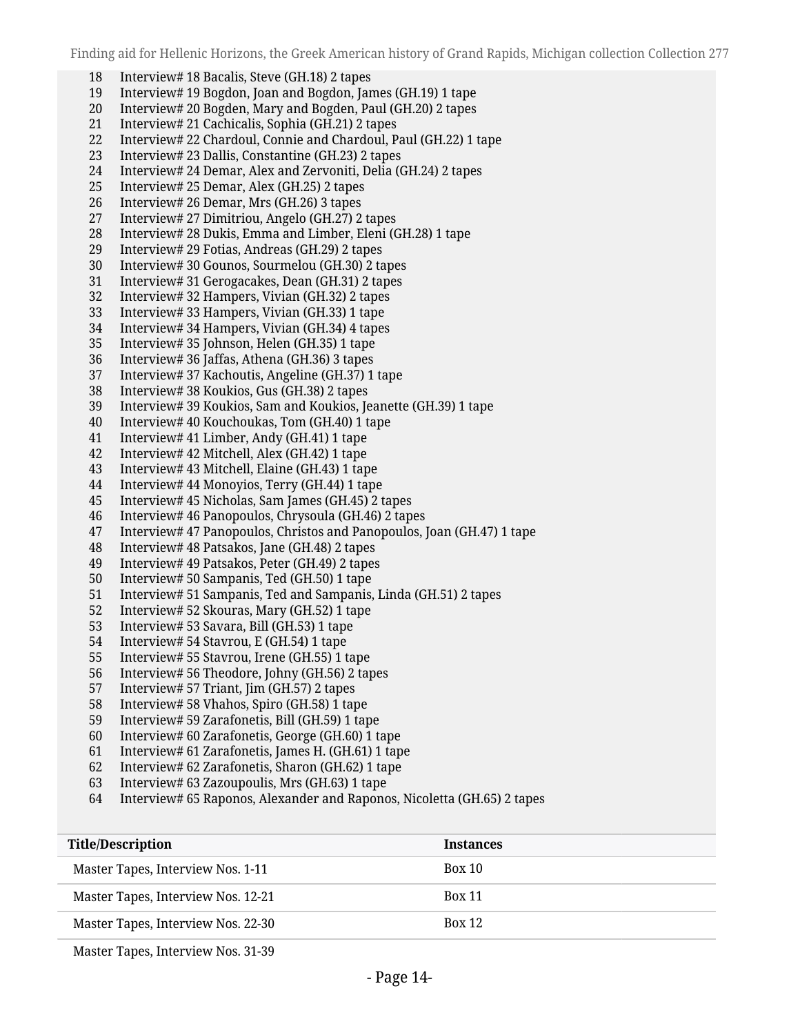18 Interview# 18 Bacalis, Steve (GH.18) 2 tapes
19 Interview# 19 Bogdon, Joan and Bogdon, James (GH.19) 1 tape
20 Interview# 20 Bogden, Mary and Bogden, Paul (GH.20) 2 tapes
21 Interview# 21 Cachicalis, Sophia (GH.21) 2 tapes
22 Interview# 22 Chardoul, Connie and Chardoul, Paul (GH.22) 1 tape
23 Interview# 23 Dallis, Constantine (GH.23) 2 tapes
24 Interview# 24 Demar, Alex and Zervoniti, Delia (GH.24) 2 tapes
25 Interview# 25 Demar, Alex (GH.25) 2 tapes
26 Interview# 26 Demar, Mrs (GH.26) 3 tapes
27 Interview# 27 Dimitriou, Angelo (GH.27) 2 tapes
28 Interview# 28 Dukis, Emma and Limber, Eleni (GH.28) 1 tape
29 Interview# 29 Fotias, Andreas (GH.29) 2 tapes
30 Interview# 30 Gounos, Sourmelou (GH.30) 2 tapes
31 Interview# 31 Gerogacakes, Dean (GH.31) 2 tapes
32 Interview# 32 Hampers, Vivian (GH.32) 2 tapes
33 Interview# 33 Hampers, Vivian (GH.33) 1 tape
34 Interview# 34 Hampers, Vivian (GH.34) 4 tapes
35 Interview# 35 Johnson, Helen (GH.35) 1 tape
36 Interview# 36 Jaffas, Athena (GH.36) 3 tapes
37 Interview# 37 Kachoutis, Angeline (GH.37) 1 tape
38 Interview# 38 Koukios, Gus (GH.38) 2 tapes
39 Interview# 39 Koukios, Sam and Koukios, Jeanette (GH.39) 1 tape
40 Interview# 40 Kouchoukas, Tom (GH.40) 1 tape
41 Interview# 41 Limber, Andy (GH.41) 1 tape
42 Interview# 42 Mitchell, Alex (GH.42) 1 tape
43 Interview# 43 Mitchell, Elaine (GH.43) 1 tape
44 Interview# 44 Monoyios, Terry (GH.44) 1 tape
45 Interview# 45 Nicholas, Sam James (GH.45) 2 tapes
46 Interview# 46 Panopoulos, Chrysoula (GH.46) 2 tapes
47 Interview# 47 Panopoulos, Christos and Panopoulos, Joan (GH.47) 1 tape
48 Interview# 48 Patsakos, Jane (GH.48) 2 tapes
49 Interview# 49 Patsakos, Peter (GH.49) 2 tapes
50 Interview# 50 Sampanis, Ted (GH.50) 1 tape
51 Interview# 51 Sampanis, Ted and Sampanis, Linda (GH.51) 2 tapes
52 Interview# 52 Skouras, Mary (GH.52) 1 tape
53 Interview# 53 Savara, Bill (GH.53) 1 tape
54 Interview# 54 Stavrou, E (GH.54) 1 tape
55 Interview# 55 Stavrou, Irene (GH.55) 1 tape
56 Interview# 56 Theodore, Johny (GH.56) 2 tapes
57 Interview# 57 Triant, Jim (GH.57) 2 tapes
58 Interview# 58 Vhahos, Spiro (GH.58) 1 tape
59 Interview# 59 Zarafonetis, Bill (GH.59) 1 tape
60 Interview# 60 Zarafonetis, George (GH.60) 1 tape
61 Interview# 61 Zarafonetis, James H. (GH.61) 1 tape
62 Interview# 62 Zarafonetis, Sharon (GH.62) 1 tape
63 Interview# 63 Zazoupoulis, Mrs (GH.63) 1 tape
64 Interview# 65 Raponos, Alexander and Raponos, Nicoletta (GH.65) 2 tapes

| Title/Description | Instances |
|---|---|
| Master Tapes, Interview Nos. 1-11 | Box 10 |
| Master Tapes, Interview Nos. 12-21 | Box 11 |
| Master Tapes, Interview Nos. 22-30 | Box 12 |
| Master Tapes, Interview Nos. 31-39 | |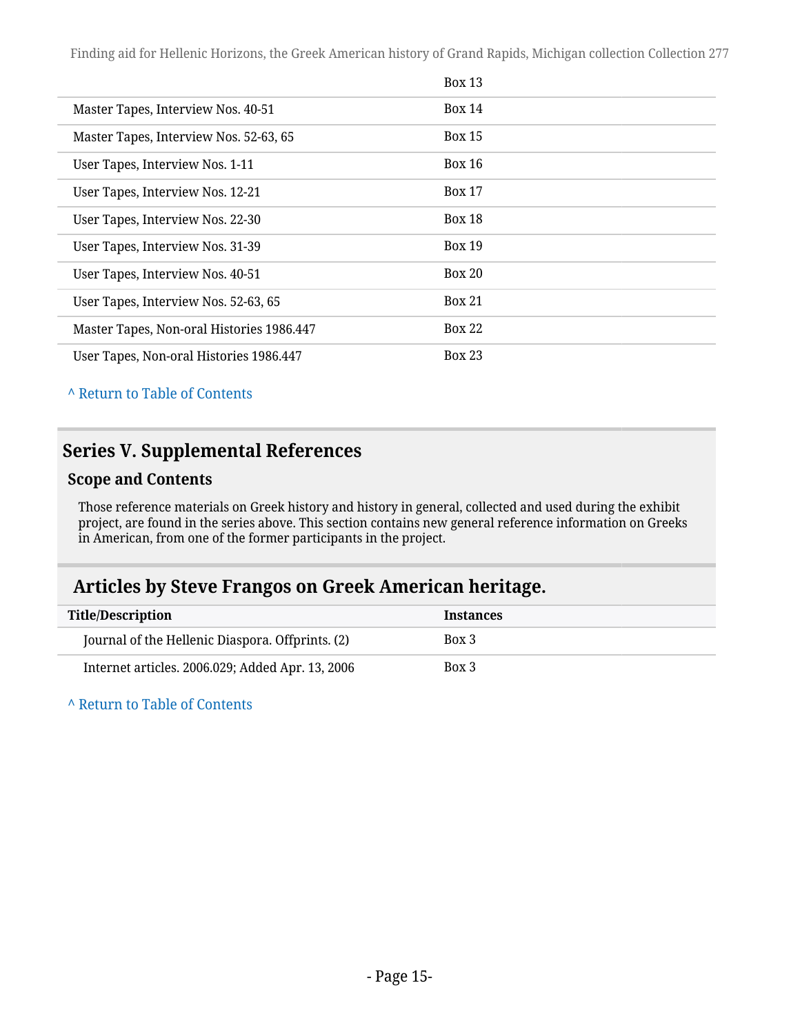| | |
|---|---|
| | Box 13 |
| Master Tapes, Interview Nos. 40-51 | Box 14 |
| Master Tapes, Interview Nos. 52-63, 65 | Box 15 |
| User Tapes, Interview Nos. 1-11 | Box 16 |
| User Tapes, Interview Nos. 12-21 | Box 17 |
| User Tapes, Interview Nos. 22-30 | Box 18 |
| User Tapes, Interview Nos. 31-39 | Box 19 |
| User Tapes, Interview Nos. 40-51 | Box 20 |
| User Tapes, Interview Nos. 52-63, 65 | Box 21 |
| Master Tapes, Non-oral Histories 1986.447 | Box 22 |
| User Tapes, Non-oral Histories 1986.447 | Box 23 |

^ Return to Table of Contents

## Series V. Supplemental References

### Scope and Contents

Those reference materials on Greek history and history in general, collected and used during the exhibit project, are found in the series above. This section contains new general reference information on Greeks in American, from one of the former participants in the project.

## Articles by Steve Frangos on Greek American heritage.

| Title/Description | Instances |
|---|---|
| Journal of the Hellenic Diaspora. Offprints. (2) | Box 3 |
| Internet articles. 2006.029; Added Apr. 13, 2006 | Box 3 |

^ Return to Table of Contents